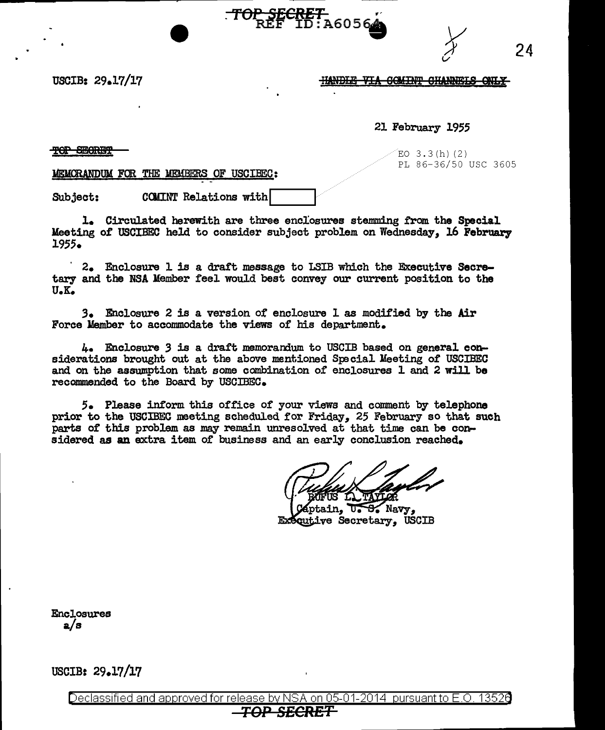TOP SECRET
REF ID:A60564

USCIB: 29.17/17

~~HANDLE VIA COMINT CHANNELS ONLY~~

21 February 1955

~~TOP SECRET~~

EO 3.3(h)(2)
PL 86-36/50 USC 3605

MEMORANDUM FOR THE MEMBERS OF USCIBEC:

Subject: COMINT Relations with [redacted]

1. Circulated herewith are three enclosures stemming from the Special Meeting of USCIBEC held to consider subject problem on Wednesday, 16 February 1955.

2. Enclosure 1 is a draft message to LSIB which the Executive Secretary and the NSA Member feel would best convey our current position to the U.K.

3. Enclosure 2 is a version of enclosure 1 as modified by the Air Force Member to accommodate the views of his department.

4. Enclosure 3 is a draft memorandum to USCIB based on general considerations brought out at the above mentioned Special Meeting of USCIBEC and on the assumption that some combination of enclosures 1 and 2 will be recommended to the Board by USCIBEC.

5. Please inform this office of your views and comment by telephone prior to the USCIBEC meeting scheduled for Friday, 25 February so that such parts of this problem as may remain unresolved at that time can be considered as an extra item of business and an early conclusion reached.

RUFUS L. TAYLOR
Captain, U. S. Navy,
Executive Secretary, USCIB

Enclosures
a/s

USCIB: 29.17/17

Declassified and approved for release by NSA on 05-01-2014 pursuant to E.O. 13526

TOP SECRET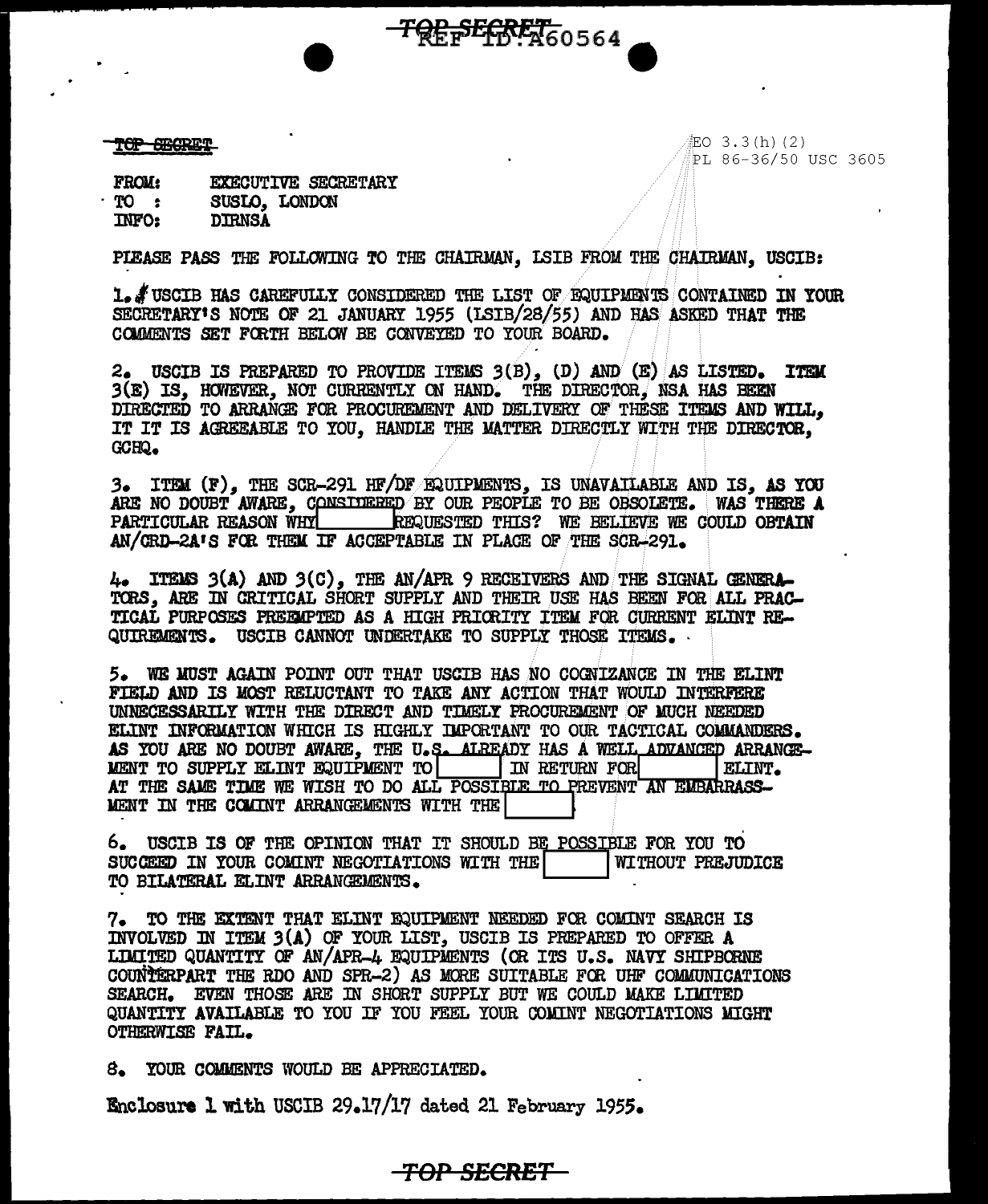TOP SECRET

EO 3.3(h)(2)
PL 86-36/50 USC 3605

FROM: EXECUTIVE SECRETARY
TO : SUSLO, LONDON
INFO: DIRNSA

PLEASE PASS THE FOLLOWING TO THE CHAIRMAN, LSIB FROM THE CHAIRMAN, USCIB:

1. USCIB HAS CAREFULLY CONSIDERED THE LIST OF EQUIPMENTS CONTAINED IN YOUR SECRETARY'S NOTE OF 21 JANUARY 1955 (LSIB/28/55) AND HAS ASKED THAT THE COMMENTS SET FORTH BELOW BE CONVEYED TO YOUR BOARD.

2. USCIB IS PREPARED TO PROVIDE ITEMS 3(B), (D) AND (E) AS LISTED. ITEM 3(E) IS, HOWEVER, NOT CURRENTLY ON HAND. THE DIRECTOR, NSA HAS BEEN DIRECTED TO ARRANGE FOR PROCUREMENT AND DELIVERY OF THESE ITEMS AND WILL, IT IT IS AGREEABLE TO YOU, HANDLE THE MATTER DIRECTLY WITH THE DIRECTOR, GCHQ.

3. ITEM (F), THE SCR-291 HF/DF EQUIPMENTS, IS UNAVAILABLE AND IS, AS YOU ARE NO DOUBT AWARE, CONSIDERED BY OUR PEOPLE TO BE OBSOLETE. WAS THERE A PARTICULAR REASON WHY [          ] REQUESTED THIS? WE BELIEVE WE COULD OBTAIN AN/CRD-2A'S FOR THEM IF ACCEPTABLE IN PLACE OF THE SCR-291.

4. ITEMS 3(A) AND 3(C), THE AN/APR 9 RECEIVERS AND THE SIGNAL GENERATORS, ARE IN CRITICAL SHORT SUPPLY AND THEIR USE HAS BEEN FOR ALL PRACTICAL PURPOSES PREEMPTED AS A HIGH PRIORITY ITEM FOR CURRENT ELINT REQUIREMENTS. USCIB CANNOT UNDERTAKE TO SUPPLY THOSE ITEMS.

5. WE MUST AGAIN POINT OUT THAT USCIB HAS NO COGNIZANCE IN THE ELINT FIELD AND IS MOST RELUCTANT TO TAKE ANY ACTION THAT WOULD INTERFERE UNNECESSARILY WITH THE DIRECT AND TIMELY PROCUREMENT OF MUCH NEEDED ELINT INFORMATION WHICH IS HIGHLY IMPORTANT TO OUR TACTICAL COMMANDERS. AS YOU ARE NO DOUBT AWARE, THE U.S. ALREADY HAS A WELL ADVANCED ARRANGEMENT TO SUPPLY ELINT EQUIPMENT TO [          ] IN RETURN FOR [          ] ELINT. AT THE SAME TIME WE WISH TO DO ALL POSSIBLE TO PREVENT AN EMBARRASSMENT IN THE COMINT ARRANGEMENTS WITH THE [          ]

6. USCIB IS OF THE OPINION THAT IT SHOULD BE POSSIBLE FOR YOU TO SUCCEED IN YOUR COMINT NEGOTIATIONS WITH THE [          ] WITHOUT PREJUDICE TO BILATERAL ELINT ARRANGEMENTS.

7. TO THE EXTENT THAT ELINT EQUIPMENT NEEDED FOR COMINT SEARCH IS INVOLVED IN ITEM 3(A) OF YOUR LIST, USCIB IS PREPARED TO OFFER A LIMITED QUANTITY OF AN/APR-4 EQUIPMENTS (OR ITS U.S. NAVY SHIPBORNE COUNTERPART THE RDO AND SPR-2) AS MORE SUITABLE FOR UHF COMMUNICATIONS SEARCH. EVEN THOSE ARE IN SHORT SUPPLY BUT WE COULD MAKE LIMITED QUANTITY AVAILABLE TO YOU IF YOU FEEL YOUR COMINT NEGOTIATIONS MIGHT OTHERWISE FAIL.

8. YOUR COMMENTS WOULD BE APPRECIATED.

Enclosure 1 with USCIB 29.17/17 dated 21 February 1955.

TOP SECRET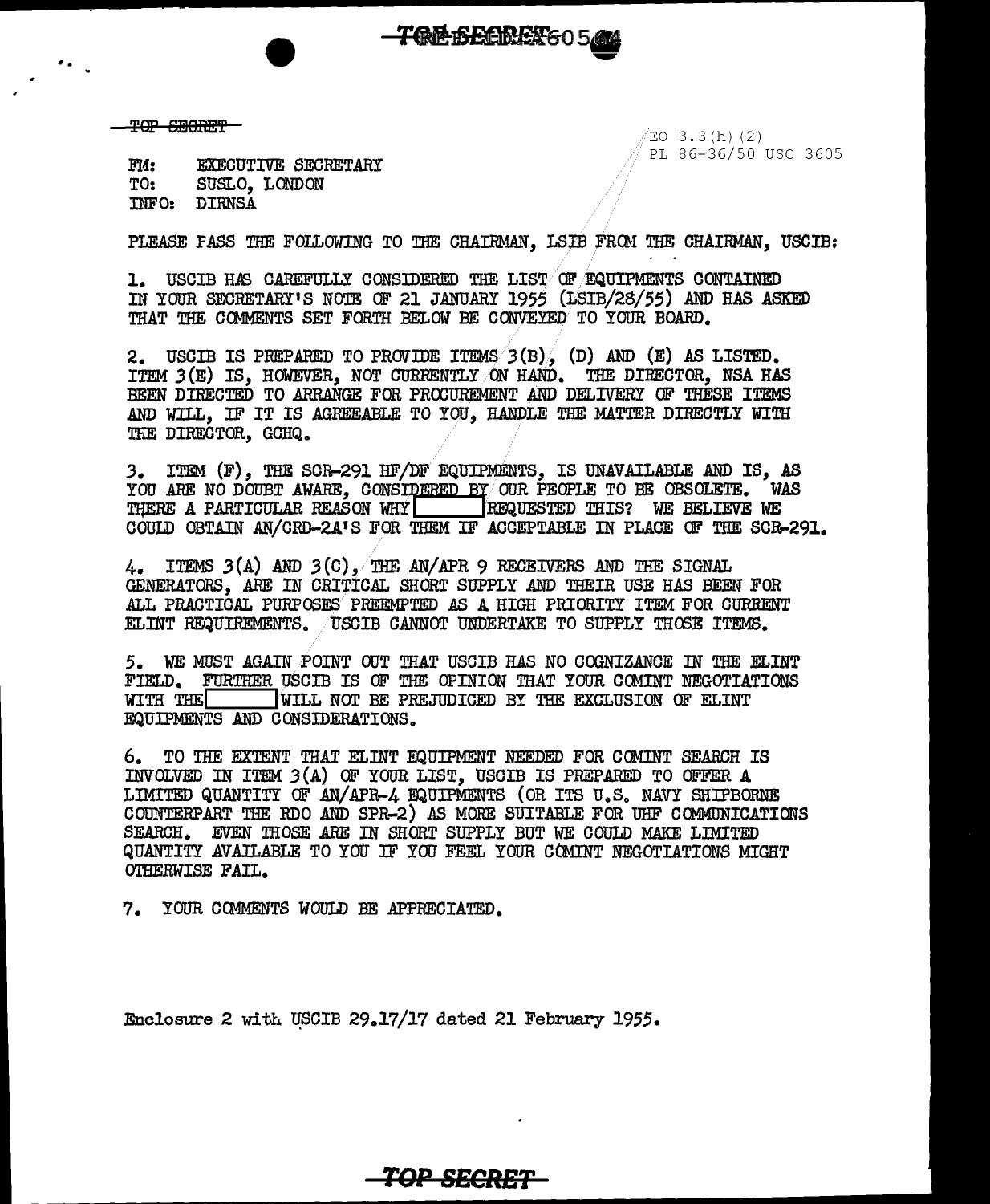~~TOP SECRET~~

EO 3.3(h)(2)
PL 86-36/50 USC 3605

FM: EXECUTIVE SECRETARY
TO: SUSLO, LONDON
INFO: DIRNSA

PLEASE PASS THE FOLLOWING TO THE CHAIRMAN, LSIB FROM THE CHAIRMAN, USCIB:

1. USCIB HAS CAREFULLY CONSIDERED THE LIST OF EQUIPMENTS CONTAINED IN YOUR SECRETARY'S NOTE OF 21 JANUARY 1955 (LSIB/28/55) AND HAS ASKED THAT THE COMMENTS SET FORTH BELOW BE CONVEYED TO YOUR BOARD.

2. USCIB IS PREPARED TO PROVIDE ITEMS 3(B), (D) AND (E) AS LISTED. ITEM 3(E) IS, HOWEVER, NOT CURRENTLY ON HAND. THE DIRECTOR, NSA HAS BEEN DIRECTED TO ARRANGE FOR PROCUREMENT AND DELIVERY OF THESE ITEMS AND WILL, IF IT IS AGREEABLE TO YOU, HANDLE THE MATTER DIRECTLY WITH THE DIRECTOR, GCHQ.

3. ITEM (F), THE SCR-291 HF/DF EQUIPMENTS, IS UNAVAILABLE AND IS, AS YOU ARE NO DOUBT AWARE, CONSIDERED BY OUR PEOPLE TO BE OBSOLETE. WAS THERE A PARTICULAR REASON WHY [redacted] REQUESTED THIS? WE BELIEVE WE COULD OBTAIN AN/CRD-2A'S FOR THEM IF ACCEPTABLE IN PLACE OF THE SCR-291.

4. ITEMS 3(A) AND 3(C), THE AN/APR 9 RECEIVERS AND THE SIGNAL GENERATORS, ARE IN CRITICAL SHORT SUPPLY AND THEIR USE HAS BEEN FOR ALL PRACTICAL PURPOSES PREEMPTED AS A HIGH PRIORITY ITEM FOR CURRENT ELINT REQUIREMENTS. USCIB CANNOT UNDERTAKE TO SUPPLY THOSE ITEMS.

5. WE MUST AGAIN POINT OUT THAT USCIB HAS NO COGNIZANCE IN THE ELINT FIELD. FURTHER USCIB IS OF THE OPINION THAT YOUR COMINT NEGOTIATIONS WITH THE [redacted] WILL NOT BE PREJUDICED BY THE EXCLUSION OF ELINT EQUIPMENTS AND CONSIDERATIONS.

6. TO THE EXTENT THAT ELINT EQUIPMENT NEEDED FOR COMINT SEARCH IS INVOLVED IN ITEM 3(A) OF YOUR LIST, USCIB IS PREPARED TO OFFER A LIMITED QUANTITY OF AN/APR-4 EQUIPMENTS (OR ITS U.S. NAVY SHIPBORNE COUNTERPART THE RDO AND SPR-2) AS MORE SUITABLE FOR UHF COMMUNICATIONS SEARCH. EVEN THOSE ARE IN SHORT SUPPLY BUT WE COULD MAKE LIMITED QUANTITY AVAILABLE TO YOU IF YOU FEEL YOUR COMINT NEGOTIATIONS MIGHT OTHERWISE FAIL.

7. YOUR COMMENTS WOULD BE APPRECIATED.

Enclosure 2 with USCIB 29.17/17 dated 21 February 1955.

~~TOP SECRET~~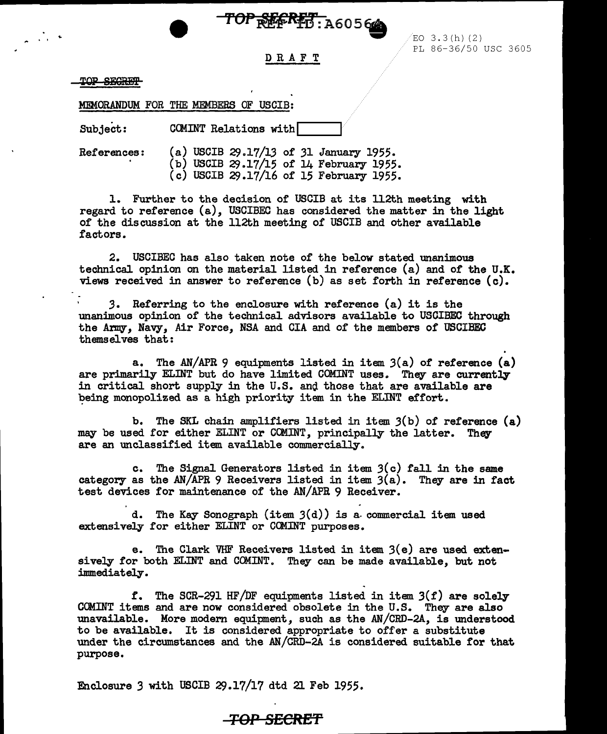TOP SECRET REF ID:A60564

EO 3.3(h)(2)
PL 86-36/50 USC 3605

DRAFT

TOP SECRET

MEMORANDUM FOR THE MEMBERS OF USCIB:

Subject: COMINT Relations with [ ]

References:
(a) USCIB 29.17/13 of 31 January 1955.
(b) USCIB 29.17/15 of 14 February 1955.
(c) USCIB 29.17/16 of 15 February 1955.

1. Further to the decision of USCIB at its 112th meeting with regard to reference (a), USCIBEC has considered the matter in the light of the discussion at the 112th meeting of USCIB and other available factors.

2. USCIBEC has also taken note of the below stated unanimous technical opinion on the material listed in reference (a) and of the U.K. views received in answer to reference (b) as set forth in reference (c).

3. Referring to the enclosure with reference (a) it is the unanimous opinion of the technical advisors available to USCIBEC through the Army, Navy, Air Force, NSA and CIA and of the members of USCIBEC themselves that:

a. The AN/APR 9 equipments listed in item 3(a) of reference (a) are primarily ELINT but do have limited COMINT uses. They are currently in critical short supply in the U.S. and those that are available are being monopolized as a high priority item in the ELINT effort.

b. The SKL chain amplifiers listed in item 3(b) of reference (a) may be used for either ELINT or COMINT, principally the latter. They are an unclassified item available commercially.

c. The Signal Generators listed in item 3(c) fall in the same category as the AN/APR 9 Receivers listed in item 3(a). They are in fact test devices for maintenance of the AN/APR 9 Receiver.

d. The Kay Sonograph (item 3(d)) is a commercial item used extensively for either ELINT or COMINT purposes.

e. The Clark VHF Receivers listed in item 3(e) are used extensively for both ELINT and COMINT. They can be made available, but not immediately.

f. The SCR-291 HF/DF equipments listed in item 3(f) are solely COMINT items and are now considered obsolete in the U.S. They are also unavailable. More modern equipment, such as the AN/CRD-2A, is understood to be available. It is considered appropriate to offer a substitute under the circumstances and the AN/CRD-2A is considered suitable for that purpose.

Enclosure 3 with USCIB 29.17/17 dtd 21 Feb 1955.

TOP SECRET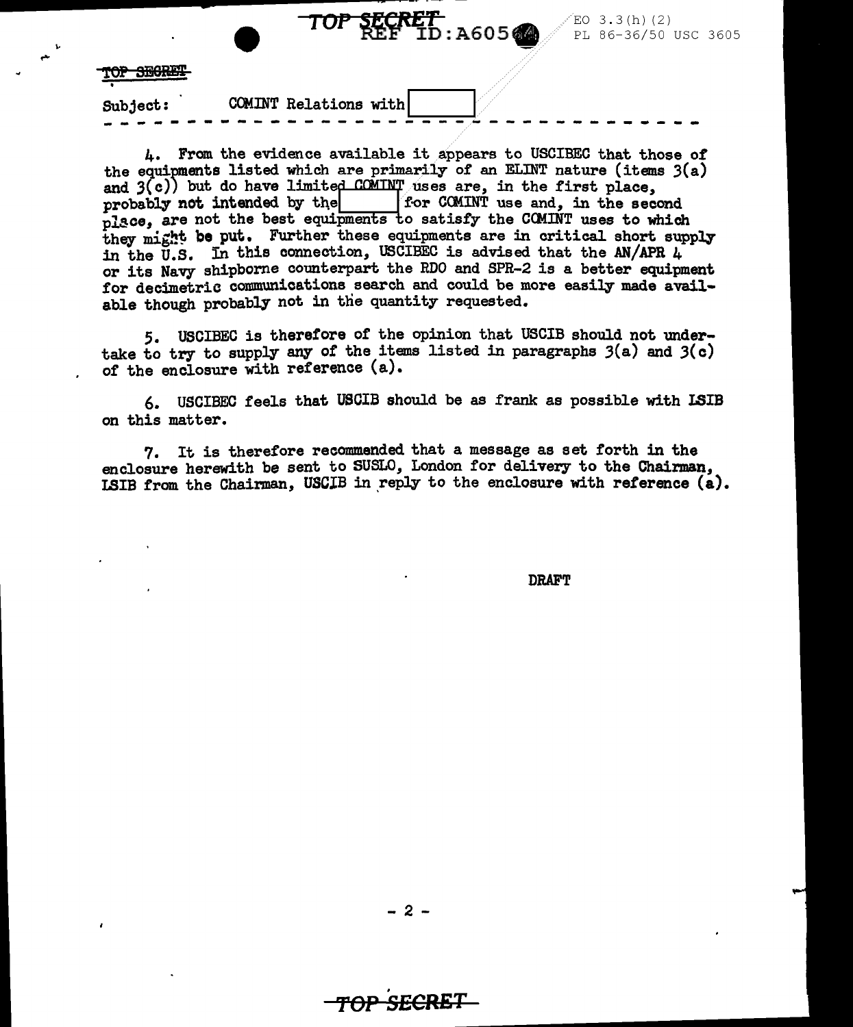TOP SECRET

Subject: COMINT Relations with [ ]

4. From the evidence available it appears to USCIBEC that those of the equipments listed which are primarily of an ELINT nature (items 3(a) and 3(c)) but do have limited COMINT uses are, in the first place, probably not intended by the [ ] for COMINT use and, in the second place, are not the best equipments to satisfy the COMINT uses to which they might be put. Further these equipments are in critical short supply in the U.S. In this connection, USCIBEC is advised that the AN/APR 4 or its Navy shipborne counterpart the RDO and SPR-2 is a better equipment for decimetric communications search and could be more easily made available though probably not in the quantity requested.

5. USCIBEC is therefore of the opinion that USCIB should not undertake to try to supply any of the items listed in paragraphs 3(a) and 3(c) of the enclosure with reference (a).

6. USCIBEC feels that USCIB should be as frank as possible with LSIB on this matter.

7. It is therefore recommended that a message as set forth in the enclosure herewith be sent to SUSLO, London for delivery to the Chairman, LSIB from the Chairman, USCIB in reply to the enclosure with reference (a).

DRAFT